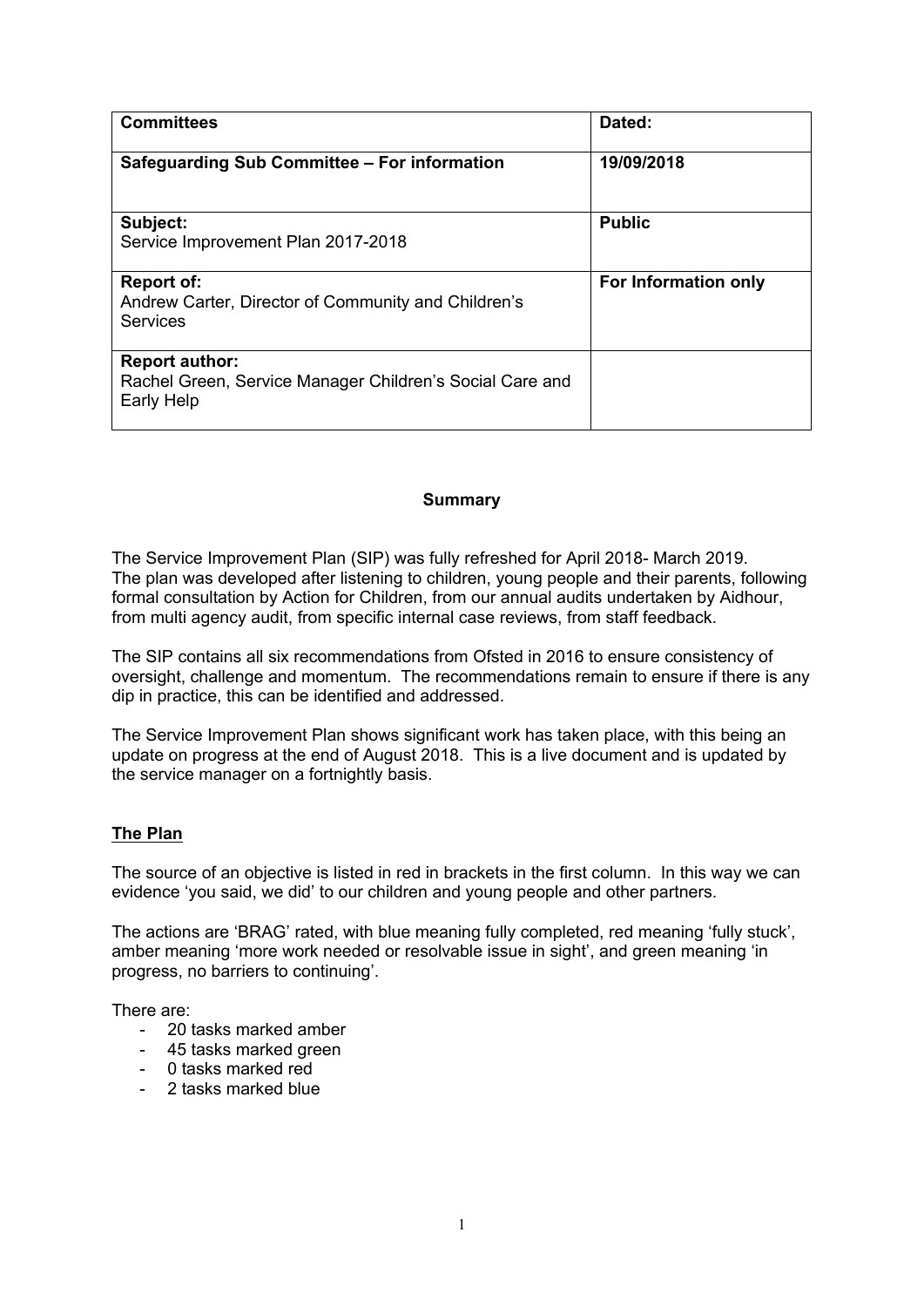| Committees | Dated: |
| --- | --- |
| **Safeguarding Sub Committee – For information** | **19/09/2018** |
| **Subject:**<br>Service Improvement Plan 2017-2018 | **Public** |
| **Report of:**<br>Andrew Carter, Director of Community and Children's Services | **For Information only** |
| **Report author:**<br>Rachel Green, Service Manager Children's Social Care and Early Help | |

## Summary

The Service Improvement Plan (SIP) was fully refreshed for April 2018- March 2019. The plan was developed after listening to children, young people and their parents, following formal consultation by Action for Children, from our annual audits undertaken by Aidhour, from multi agency audit, from specific internal case reviews, from staff feedback.

The SIP contains all six recommendations from Ofsted in 2016 to ensure consistency of oversight, challenge and momentum. The recommendations remain to ensure if there is any dip in practice, this can be identified and addressed.

The Service Improvement Plan shows significant work has taken place, with this being an update on progress at the end of August 2018. This is a live document and is updated by the service manager on a fortnightly basis.

## The Plan

The source of an objective is listed in red in brackets in the first column. In this way we can evidence 'you said, we did' to our children and young people and other partners.

The actions are 'BRAG' rated, with blue meaning fully completed, red meaning 'fully stuck', amber meaning 'more work needed or resolvable issue in sight', and green meaning 'in progress, no barriers to continuing'.

There are:

- 20 tasks marked amber
- 45 tasks marked green
- 0 tasks marked red
- 2 tasks marked blue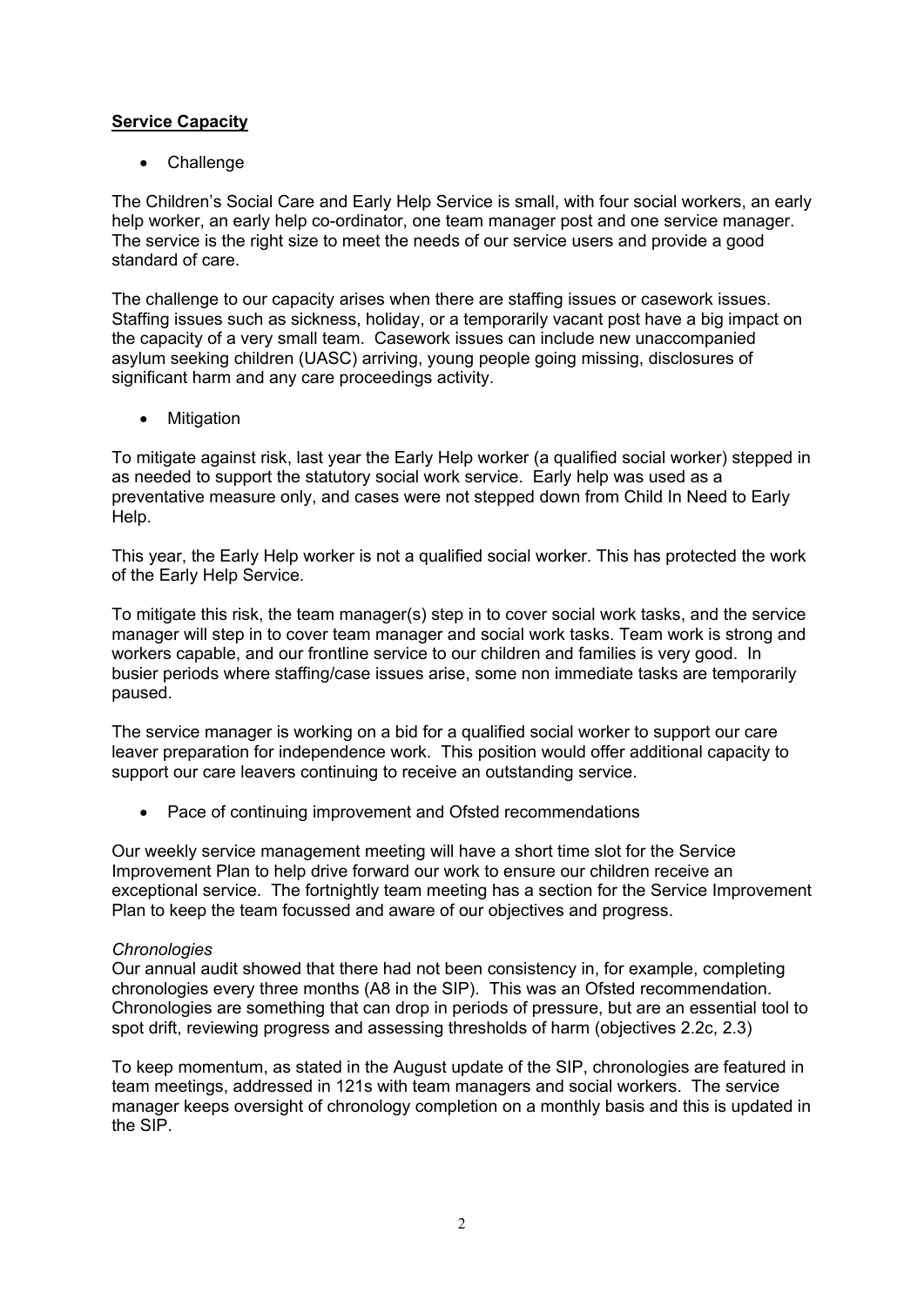## **Service Capacity**

- Challenge

The Children's Social Care and Early Help Service is small, with four social workers, an early help worker, an early help co-ordinator, one team manager post and one service manager. The service is the right size to meet the needs of our service users and provide a good standard of care.

The challenge to our capacity arises when there are staffing issues or casework issues. Staffing issues such as sickness, holiday, or a temporarily vacant post have a big impact on the capacity of a very small team. Casework issues can include new unaccompanied asylum seeking children (UASC) arriving, young people going missing, disclosures of significant harm and any care proceedings activity.

- Mitigation

To mitigate against risk, last year the Early Help worker (a qualified social worker) stepped in as needed to support the statutory social work service. Early help was used as a preventative measure only, and cases were not stepped down from Child In Need to Early Help.

This year, the Early Help worker is not a qualified social worker. This has protected the work of the Early Help Service.

To mitigate this risk, the team manager(s) step in to cover social work tasks, and the service manager will step in to cover team manager and social work tasks. Team work is strong and workers capable, and our frontline service to our children and families is very good. In busier periods where staffing/case issues arise, some non immediate tasks are temporarily paused.

The service manager is working on a bid for a qualified social worker to support our care leaver preparation for independence work. This position would offer additional capacity to support our care leavers continuing to receive an outstanding service.

- Pace of continuing improvement and Ofsted recommendations

Our weekly service management meeting will have a short time slot for the Service Improvement Plan to help drive forward our work to ensure our children receive an exceptional service. The fortnightly team meeting has a section for the Service Improvement Plan to keep the team focussed and aware of our objectives and progress.

*Chronologies*

Our annual audit showed that there had not been consistency in, for example, completing chronologies every three months (A8 in the SIP). This was an Ofsted recommendation. Chronologies are something that can drop in periods of pressure, but are an essential tool to spot drift, reviewing progress and assessing thresholds of harm (objectives 2.2c, 2.3)

To keep momentum, as stated in the August update of the SIP, chronologies are featured in team meetings, addressed in 121s with team managers and social workers. The service manager keeps oversight of chronology completion on a monthly basis and this is updated in the SIP.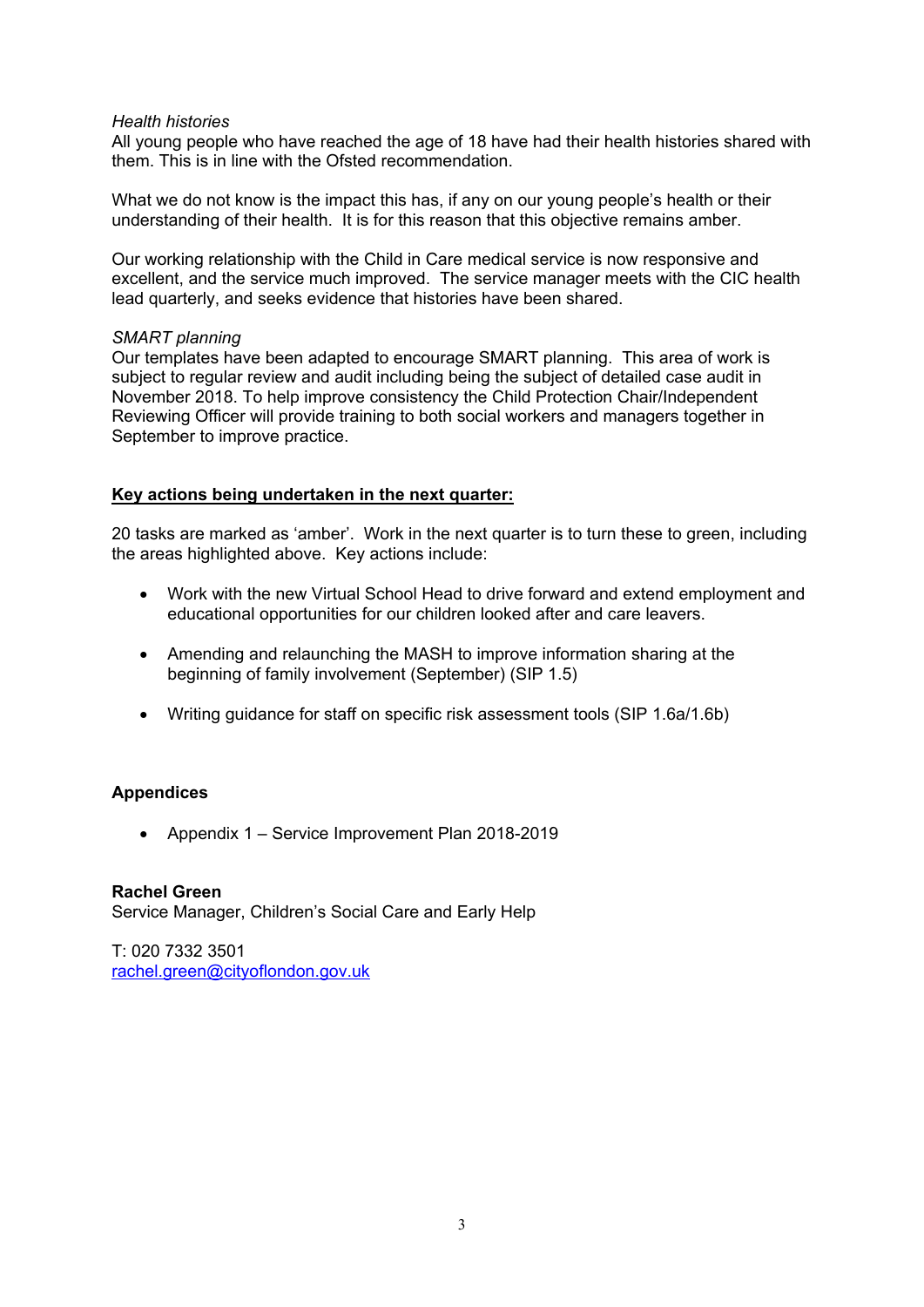*Health histories*
All young people who have reached the age of 18 have had their health histories shared with them. This is in line with the Ofsted recommendation.

What we do not know is the impact this has, if any on our young people's health or their understanding of their health. It is for this reason that this objective remains amber.

Our working relationship with the Child in Care medical service is now responsive and excellent, and the service much improved. The service manager meets with the CIC health lead quarterly, and seeks evidence that histories have been shared.

*SMART planning*
Our templates have been adapted to encourage SMART planning. This area of work is subject to regular review and audit including being the subject of detailed case audit in November 2018. To help improve consistency the Child Protection Chair/Independent Reviewing Officer will provide training to both social workers and managers together in September to improve practice.

**Key actions being undertaken in the next quarter:**

20 tasks are marked as 'amber'. Work in the next quarter is to turn these to green, including the areas highlighted above. Key actions include:

- Work with the new Virtual School Head to drive forward and extend employment and educational opportunities for our children looked after and care leavers.
- Amending and relaunching the MASH to improve information sharing at the beginning of family involvement (September) (SIP 1.5)
- Writing guidance for staff on specific risk assessment tools (SIP 1.6a/1.6b)

**Appendices**

- Appendix 1 – Service Improvement Plan 2018-2019

**Rachel Green**
Service Manager, Children's Social Care and Early Help

T: 020 7332 3501
rachel.green@cityoflondon.gov.uk